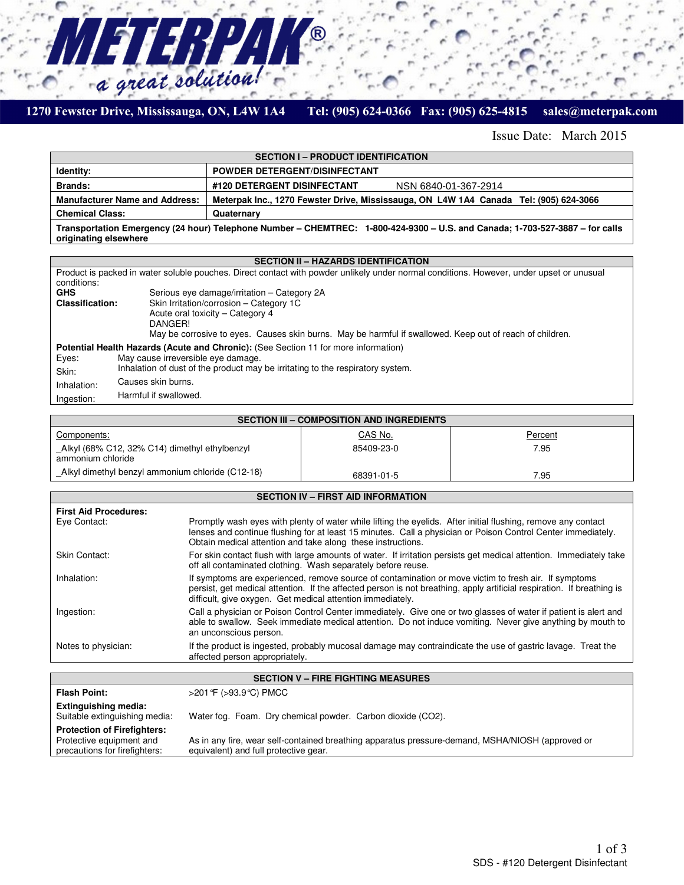# METERPAK®

*a great solution!*

1270 Fewster Drive, Mississauga, ON, L4W 1A4 Tel: (905) 624-0366 Fax: (905) 625-4815 sales@meterpak.com

Issue Date: March 2015

## SECTION I – PRODUCT IDENTIFICATION

| | |
|---|---|
| **Identity:** | **POWDER DETERGENT/DISINFECTANT** |
| **Brands:** | **#120 DETERGENT DISINFECTANT** NSN 6840-01-367-2914 |
| **Manufacturer Name and Address:** | **Meterpak Inc., 1270 Fewster Drive, Mississauga, ON L4W 1A4 Canada Tel: (905) 624-3066** |
| **Chemical Class:** | **Quaternary** |

**Transportation Emergency (24 hour) Telephone Number – CHEMTREC: 1-800-424-9300 – U.S. and Canada; 1-703-527-3887 – for calls originating elsewhere**

## SECTION II – HAZARDS IDENTIFICATION

Product is packed in water soluble pouches. Direct contact with powder unlikely under normal conditions. However, under upset or unusual conditions:

**GHS Classification:**
Serious eye damage/irritation – Category 2A
Skin Irritation/corrosion – Category 1C
Acute oral toxicity – Category 4
DANGER!
May be corrosive to eyes. Causes skin burns. May be harmful if swallowed. Keep out of reach of children.

**Potential Health Hazards (Acute and Chronic):** (See Section 11 for more information)

- Eyes: May cause irreversible eye damage.
- Skin: Inhalation of dust of the product may be irritating to the respiratory system.
- Inhalation: Causes skin burns.
- Ingestion: Harmful if swallowed.

## SECTION III – COMPOSITION AND INGREDIENTS

| Components: | CAS No. | Percent |
|---|---|---|
| _Alkyl (68% C12, 32% C14) dimethyl ethylbenzyl ammonium chloride | 85409-23-0 | 7.95 |
| _Alkyl dimethyl benzyl ammonium chloride (C12-18) | 68391-01-5 | 7.95 |

## SECTION IV – FIRST AID INFORMATION

**First Aid Procedures:**

| | |
|---|---|
| Eye Contact: | Promptly wash eyes with plenty of water while lifting the eyelids. After initial flushing, remove any contact lenses and continue flushing for at least 15 minutes. Call a physician or Poison Control Center immediately. Obtain medical attention and take along these instructions. |
| Skin Contact: | For skin contact flush with large amounts of water. If irritation persists get medical attention. Immediately take off all contaminated clothing. Wash separately before reuse. |
| Inhalation: | If symptoms are experienced, remove source of contamination or move victim to fresh air. If symptoms persist, get medical attention. If the affected person is not breathing, apply artificial respiration. If breathing is difficult, give oxygen. Get medical attention immediately. |
| Ingestion: | Call a physician or Poison Control Center immediately. Give one or two glasses of water if patient is alert and able to swallow. Seek immediate medical attention. Do not induce vomiting. Never give anything by mouth to an unconscious person. |
| Notes to physician: | If the product is ingested, probably mucosal damage may contraindicate the use of gastric lavage. Treat the affected person appropriately. |

## SECTION V – FIRE FIGHTING MEASURES

| | |
|---|---|
| **Flash Point:** | >201°F (>93.9°C) PMCC |
| **Extinguishing media:** | |
| Suitable extinguishing media: | Water fog. Foam. Dry chemical powder. Carbon dioxide (CO2). |
| **Protection of Firefighters:** | |
| Protective equipment and precautions for firefighters: | As in any fire, wear self-contained breathing apparatus pressure-demand, MSHA/NIOSH (approved or equivalent) and full protective gear. |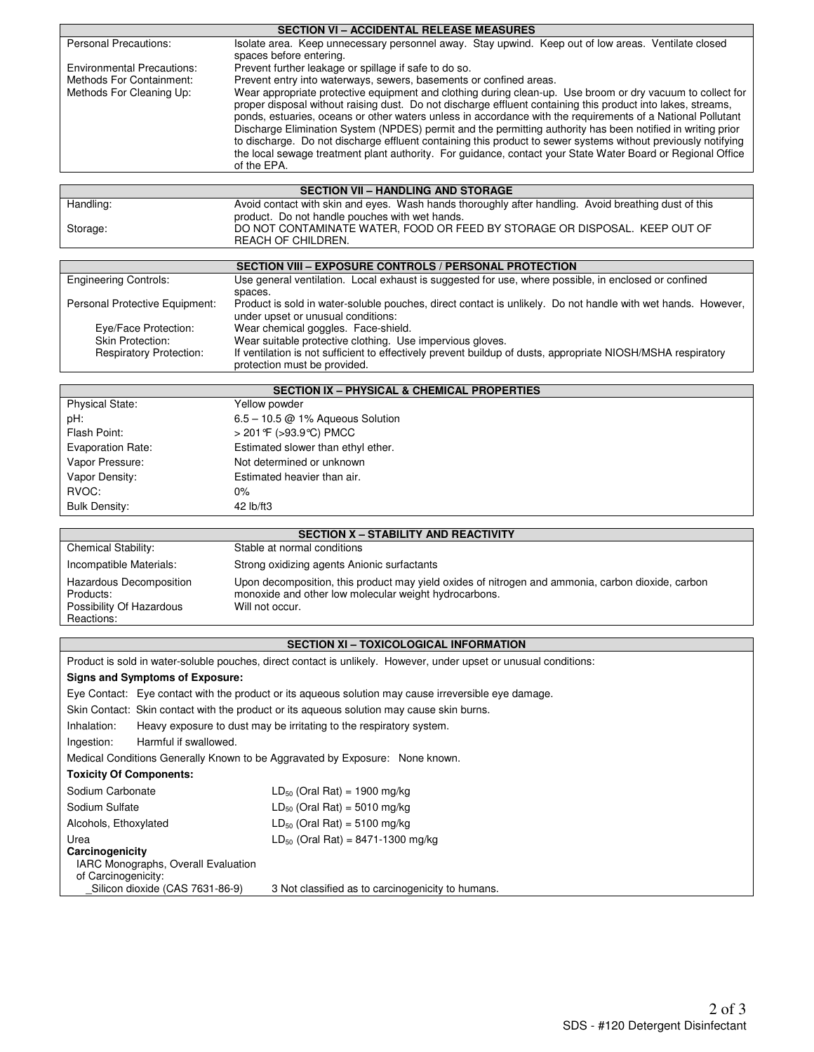## SECTION VI – ACCIDENTAL RELEASE MEASURES

| | |
|---|---|
| Personal Precautions: | Isolate area. Keep unnecessary personnel away. Stay upwind. Keep out of low areas. Ventilate closed spaces before entering. |
| Environmental Precautions: | Prevent further leakage or spillage if safe to do so. |
| Methods For Containment: | Prevent entry into waterways, sewers, basements or confined areas. |
| Methods For Cleaning Up: | Wear appropriate protective equipment and clothing during clean-up. Use broom or dry vacuum to collect for proper disposal without raising dust. Do not discharge effluent containing this product into lakes, streams, ponds, estuaries, oceans or other waters unless in accordance with the requirements of a National Pollutant Discharge Elimination System (NPDES) permit and the permitting authority has been notified in writing prior to discharge. Do not discharge effluent containing this product to sewer systems without previously notifying the local sewage treatment plant authority. For guidance, contact your State Water Board or Regional Office of the EPA. |

## SECTION VII – HANDLING AND STORAGE

| | |
|---|---|
| Handling: | Avoid contact with skin and eyes. Wash hands thoroughly after handling. Avoid breathing dust of this product. Do not handle pouches with wet hands. |
| Storage: | DO NOT CONTAMINATE WATER, FOOD OR FEED BY STORAGE OR DISPOSAL. KEEP OUT OF REACH OF CHILDREN. |

## SECTION VIII – EXPOSURE CONTROLS / PERSONAL PROTECTION

| | |
|---|---|
| Engineering Controls: | Use general ventilation. Local exhaust is suggested for use, where possible, in enclosed or confined spaces. |
| Personal Protective Equipment: | Product is sold in water-soluble pouches, direct contact is unlikely. Do not handle with wet hands. However, under upset or unusual conditions: |
| Eye/Face Protection: | Wear chemical goggles. Face-shield. |
| Skin Protection: | Wear suitable protective clothing. Use impervious gloves. |
| Respiratory Protection: | If ventilation is not sufficient to effectively prevent buildup of dusts, appropriate NIOSH/MSHA respiratory protection must be provided. |

## SECTION IX – PHYSICAL & CHEMICAL PROPERTIES

| | |
|---|---|
| Physical State: | Yellow powder |
| pH: | 6.5 – 10.5 @ 1% Aqueous Solution |
| Flash Point: | > 201°F (>93.9°C) PMCC |
| Evaporation Rate: | Estimated slower than ethyl ether. |
| Vapor Pressure: | Not determined or unknown |
| Vapor Density: | Estimated heavier than air. |
| RVOC: | 0% |
| Bulk Density: | 42 lb/ft3 |

## SECTION X – STABILITY AND REACTIVITY

| | |
|---|---|
| Chemical Stability: | Stable at normal conditions |
| Incompatible Materials: | Strong oxidizing agents Anionic surfactants |
| Hazardous Decomposition Products: | Upon decomposition, this product may yield oxides of nitrogen and ammonia, carbon dioxide, carbon monoxide and other low molecular weight hydrocarbons. |
| Possibility Of Hazardous Reactions: | Will not occur. |

## SECTION XI – TOXICOLOGICAL INFORMATION

Product is sold in water-soluble pouches, direct contact is unlikely. However, under upset or unusual conditions:

**Signs and Symptoms of Exposure:**

Eye Contact: Eye contact with the product or its aqueous solution may cause irreversible eye damage.

Skin Contact: Skin contact with the product or its aqueous solution may cause skin burns.

Inhalation: Heavy exposure to dust may be irritating to the respiratory system.

Ingestion: Harmful if swallowed.

Medical Conditions Generally Known to be Aggravated by Exposure: None known.

**Toxicity Of Components:**

| | |
|---|---|
| Sodium Carbonate | $LD_{50}$ (Oral Rat) = 1900 mg/kg |
| Sodium Sulfate | $LD_{50}$ (Oral Rat) = 5010 mg/kg |
| Alcohols, Ethoxylated | $LD_{50}$ (Oral Rat) = 5100 mg/kg |
| Urea | $LD_{50}$ (Oral Rat) = 8471-1300 mg/kg |

**Carcinogenicity**

IARC Monographs, Overall Evaluation of Carcinogenicity:

_Silicon dioxide (CAS 7631-86-9) 3 Not classified as to carcinogenicity to humans.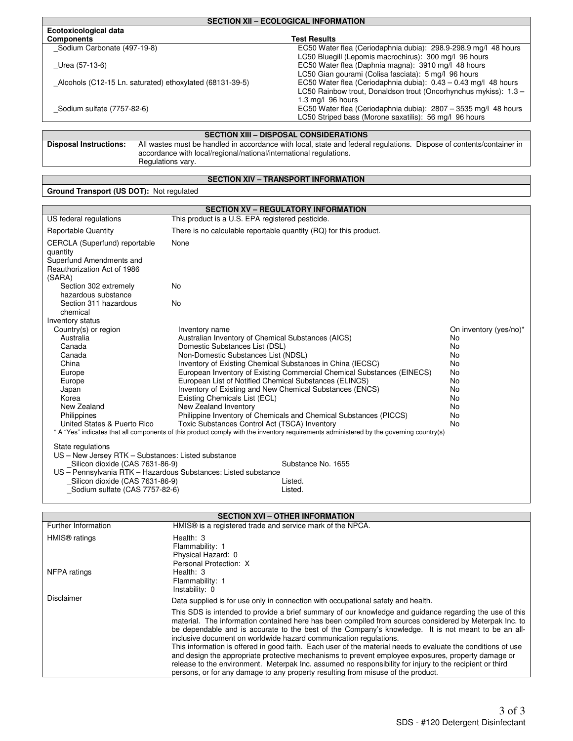## SECTION XII – ECOLOGICAL INFORMATION

**Ecotoxicological data**

| Components | Test Results |
|---|---|
| _Sodium Carbonate (497-19-8) | EC50 Water flea (Ceriodaphnia dubia): 298.9-298.9 mg/l 48 hours<br>LC50 Bluegill (Lepomis macrochirus): 300 mg/l 96 hours |
| _Urea (57-13-6) | EC50 Water flea (Daphnia magna): 3910 mg/l 48 hours<br>LC50 Gian gourami (Colisa fasciata): 5 mg/l 96 hours |
| _Alcohols (C12-15 Ln. saturated) ethoxylated (68131-39-5) | EC50 Water flea (Ceriodaphnia dubia): 0.43 – 0.43 mg/l 48 hours<br>LC50 Rainbow trout, Donaldson trout (Oncorhynchus mykiss): 1.3 – 1.3 mg/l 96 hours |
| _Sodium sulfate (7757-82-6) | EC50 Water flea (Ceriodaphnia dubia): 2807 – 3535 mg/l 48 hours<br>LC50 Striped bass (Morone saxatilis): 56 mg/l 96 hours |

## SECTION XIII – DISPOSAL CONSIDERATIONS

**Disposal Instructions:** All wastes must be handled in accordance with local, state and federal regulations. Dispose of contents/container in accordance with local/regional/national/international regulations.
Regulations vary.

## SECTION XIV – TRANSPORT INFORMATION

**Ground Transport (US DOT):** Not regulated

## SECTION XV – REGULATORY INFORMATION

| | |
|---|---|
| US federal regulations | This product is a U.S. EPA registered pesticide. |
| Reportable Quantity | There is no calculable reportable quantity (RQ) for this product. |
| CERCLA (Superfund) reportable quantity | None |
| Superfund Amendments and Reauthorization Act of 1986 (SARA) | |
| Section 302 extremely hazardous substance | No |
| Section 311 hazardous chemical | No |

Inventory status

| Country(s) or region | Inventory name | On inventory (yes/no)* |
|---|---|---|
| Australia | Australian Inventory of Chemical Substances (AICS) | No |
| Canada | Domestic Substances List (DSL) | No |
| Canada | Non-Domestic Substances List (NDSL) | No |
| China | Inventory of Existing Chemical Substances in China (IECSC) | No |
| Europe | European Inventory of Existing Commercial Chemical Substances (EINECS) | No |
| Europe | European List of Notified Chemical Substances (ELINCS) | No |
| Japan | Inventory of Existing and New Chemical Substances (ENCS) | No |
| Korea | Existing Chemicals List (ECL) | No |
| New Zealand | New Zealand Inventory | No |
| Philippines | Philippine Inventory of Chemicals and Chemical Substances (PICCS) | No |
| United States & Puerto Rico | Toxic Substances Control Act (TSCA) Inventory | No |

\* A "Yes" indicates that all components of this product comply with the inventory requirements administered by the governing country(s)

State regulations

US – New Jersey RTK – Substances: Listed substance
- _Silicon dioxide (CAS 7631-86-9) — Substance No. 1655

US – Pennsylvania RTK – Hazardous Substances: Listed substance
- _Silicon dioxide (CAS 7631-86-9) — Listed.
- _Sodium sulfate (CAS 7757-82-6) — Listed.

## SECTION XVI – OTHER INFORMATION

| | |
|---|---|
| Further Information | HMIS® is a registered trade and service mark of the NPCA. |
| HMIS® ratings | Health: 3<br>Flammability: 1<br>Physical Hazard: 0<br>Personal Protection: X |
| NFPA ratings | Health: 3<br>Flammability: 1<br>Instability: 0 |
| Disclaimer | Data supplied is for use only in connection with occupational safety and health.<br><br>This SDS is intended to provide a brief summary of our knowledge and guidance regarding the use of this material. The information contained here has been compiled from sources considered by Meterpak Inc. to be dependable and is accurate to the best of the Company's knowledge. It is not meant to be an all-inclusive document on worldwide hazard communication regulations.<br>This information is offered in good faith. Each user of the material needs to evaluate the conditions of use and design the appropriate protective mechanisms to prevent employee exposures, property damage or release to the environment. Meterpak Inc. assumed no responsibility for injury to the recipient or third persons, or for any damage to any property resulting from misuse of the product. |